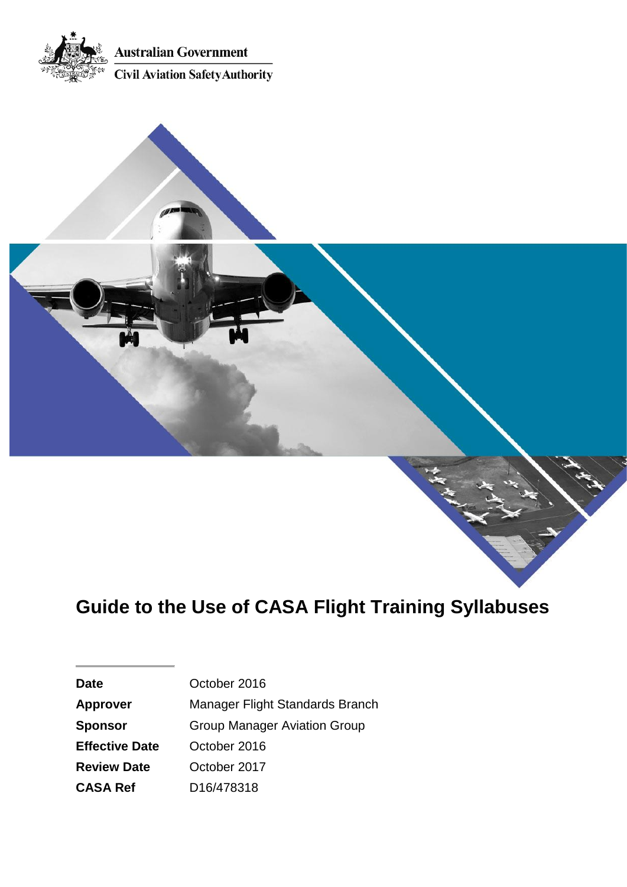Australian Government

Civil Aviation Safety Authority

# Guide to the Use of CASA Flight Training Syllabuses

| | |
|---|---|
| **Date** | October 2016 |
| **Approver** | Manager Flight Standards Branch |
| **Sponsor** | Group Manager Aviation Group |
| **Effective Date** | October 2016 |
| **Review Date** | October 2017 |
| **CASA Ref** | D16/478318 |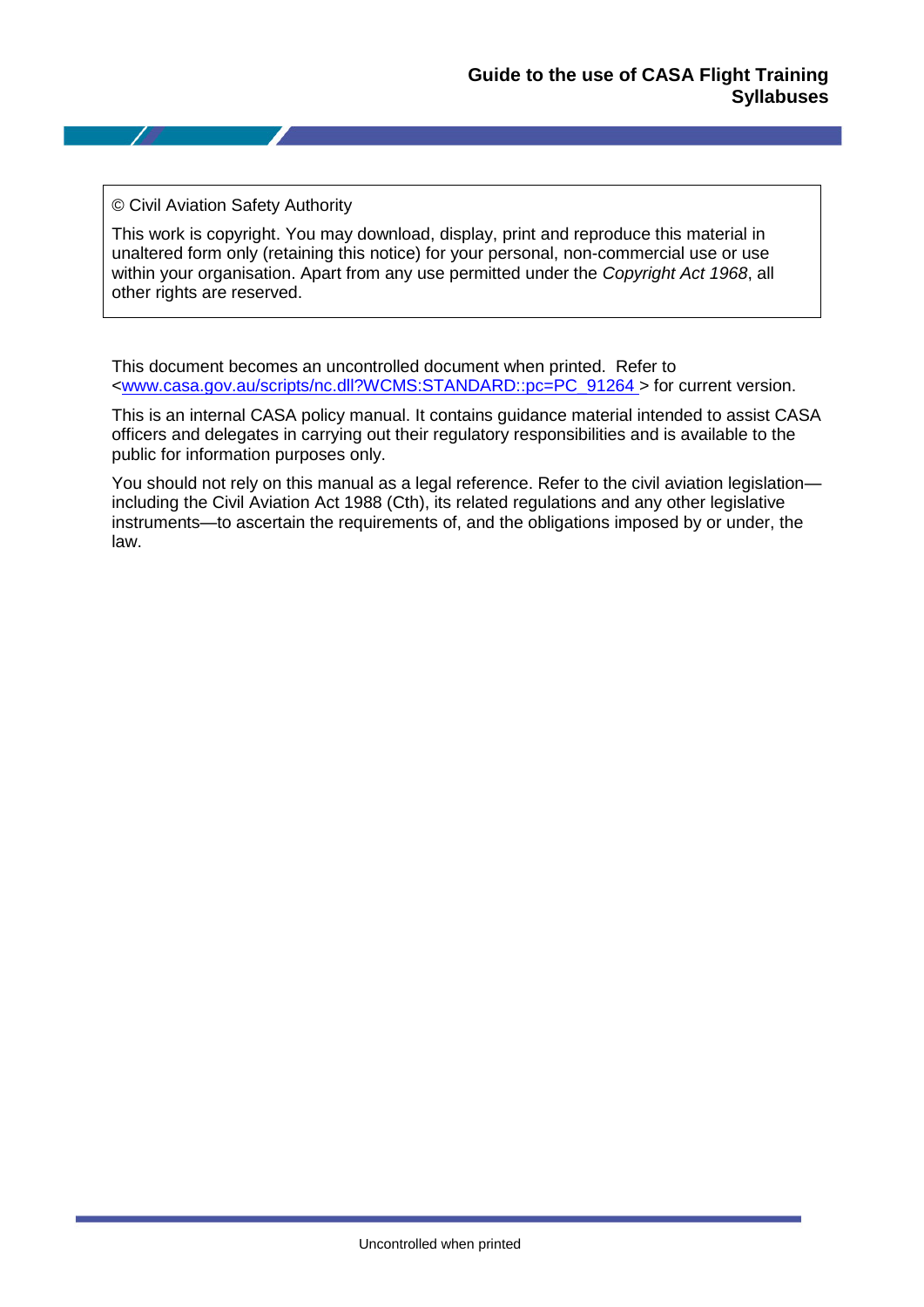© Civil Aviation Safety Authority

This work is copyright. You may download, display, print and reproduce this material in unaltered form only (retaining this notice) for your personal, non-commercial use or use within your organisation. Apart from any use permitted under the *Copyright Act 1968*, all other rights are reserved.

This document becomes an uncontrolled document when printed. Refer to <[www.casa.gov.au/scripts/nc.dll?WCMS:STANDARD::pc=PC_91264](www.casa.gov.au/scripts/nc.dll?WCMS:STANDARD::pc=PC_91264) > for current version.

This is an internal CASA policy manual. It contains guidance material intended to assist CASA officers and delegates in carrying out their regulatory responsibilities and is available to the public for information purposes only.

You should not rely on this manual as a legal reference. Refer to the civil aviation legislation—including the Civil Aviation Act 1988 (Cth), its related regulations and any other legislative instruments—to ascertain the requirements of, and the obligations imposed by or under, the law.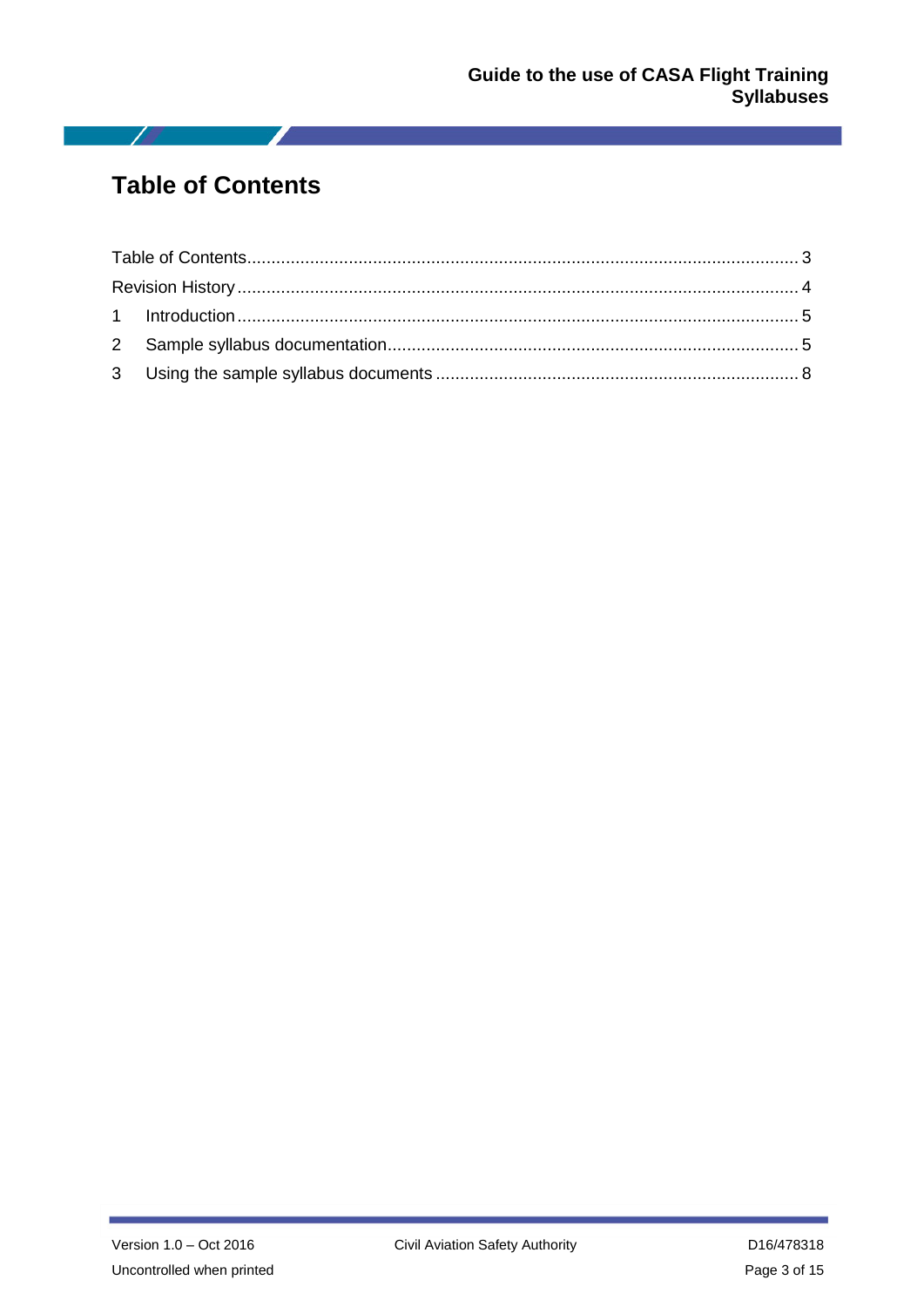# Table of Contents

Table of Contents .......... 3
Revision History .......... 4
1 Introduction .......... 5
2 Sample syllabus documentation .......... 5
3 Using the sample syllabus documents .......... 8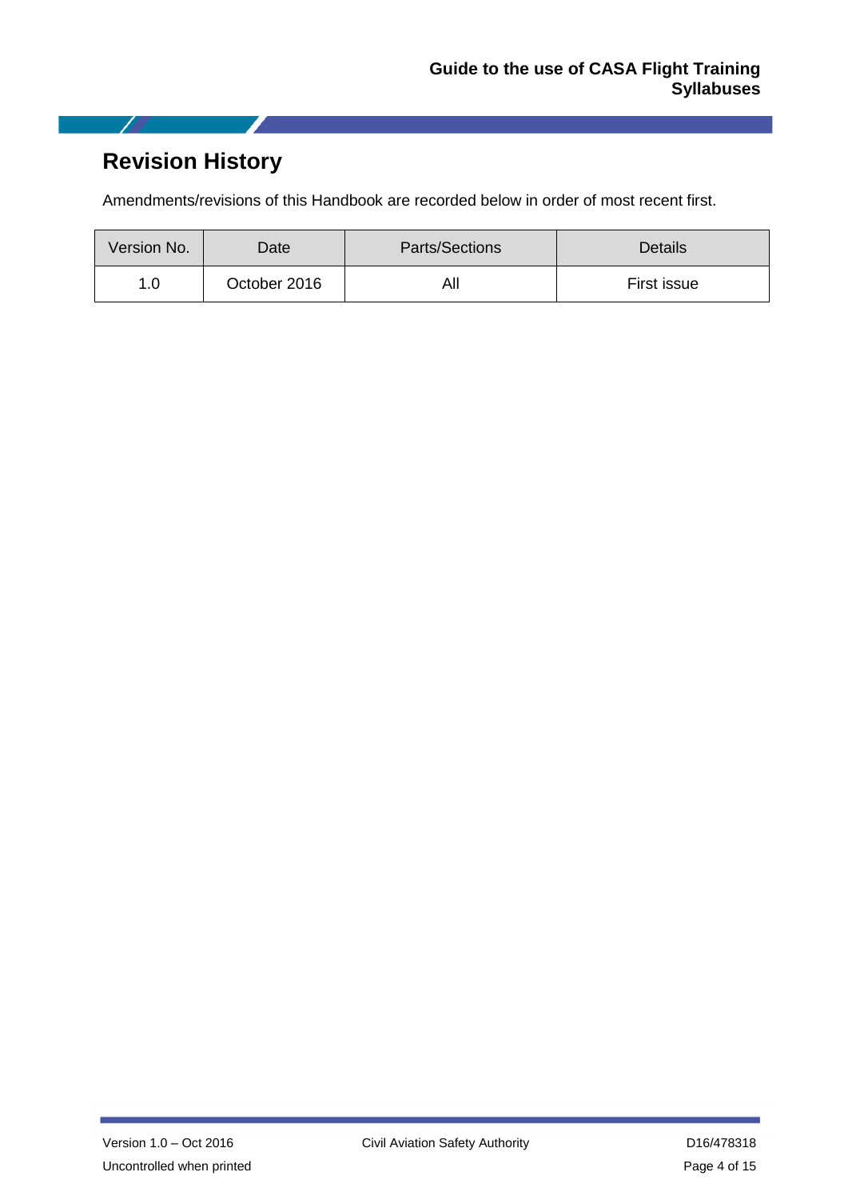## Revision History

Amendments/revisions of this Handbook are recorded below in order of most recent first.

| Version No. | Date | Parts/Sections | Details |
| --- | --- | --- | --- |
| 1.0 | October 2016 | All | First issue |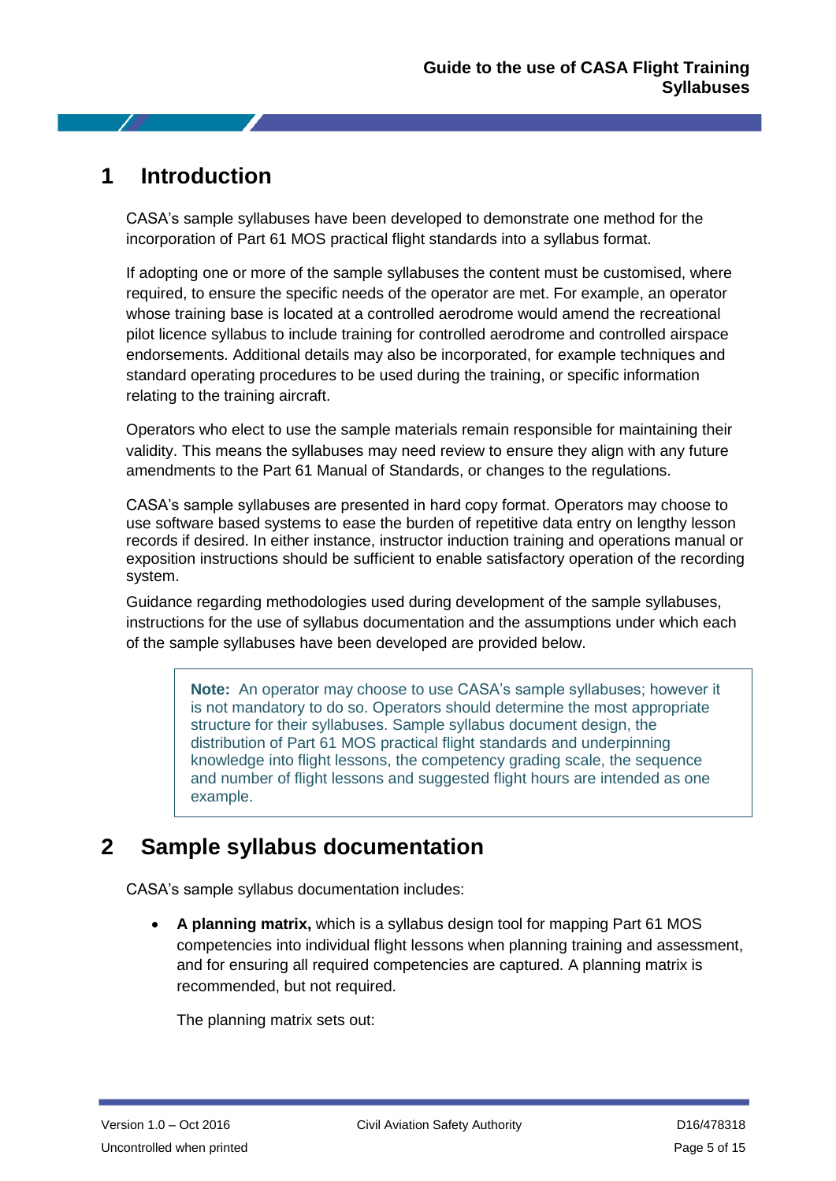# 1 Introduction

CASA's sample syllabuses have been developed to demonstrate one method for the incorporation of Part 61 MOS practical flight standards into a syllabus format.

If adopting one or more of the sample syllabuses the content must be customised, where required, to ensure the specific needs of the operator are met. For example, an operator whose training base is located at a controlled aerodrome would amend the recreational pilot licence syllabus to include training for controlled aerodrome and controlled airspace endorsements. Additional details may also be incorporated, for example techniques and standard operating procedures to be used during the training, or specific information relating to the training aircraft.

Operators who elect to use the sample materials remain responsible for maintaining their validity. This means the syllabuses may need review to ensure they align with any future amendments to the Part 61 Manual of Standards, or changes to the regulations.

CASA's sample syllabuses are presented in hard copy format. Operators may choose to use software based systems to ease the burden of repetitive data entry on lengthy lesson records if desired. In either instance, instructor induction training and operations manual or exposition instructions should be sufficient to enable satisfactory operation of the recording system.

Guidance regarding methodologies used during development of the sample syllabuses, instructions for the use of syllabus documentation and the assumptions under which each of the sample syllabuses have been developed are provided below.

> **Note:** An operator may choose to use CASA's sample syllabuses; however it is not mandatory to do so. Operators should determine the most appropriate structure for their syllabuses. Sample syllabus document design, the distribution of Part 61 MOS practical flight standards and underpinning knowledge into flight lessons, the competency grading scale, the sequence and number of flight lessons and suggested flight hours are intended as one example.

# 2 Sample syllabus documentation

CASA's sample syllabus documentation includes:

- **A planning matrix,** which is a syllabus design tool for mapping Part 61 MOS competencies into individual flight lessons when planning training and assessment, and for ensuring all required competencies are captured. A planning matrix is recommended, but not required.

  The planning matrix sets out: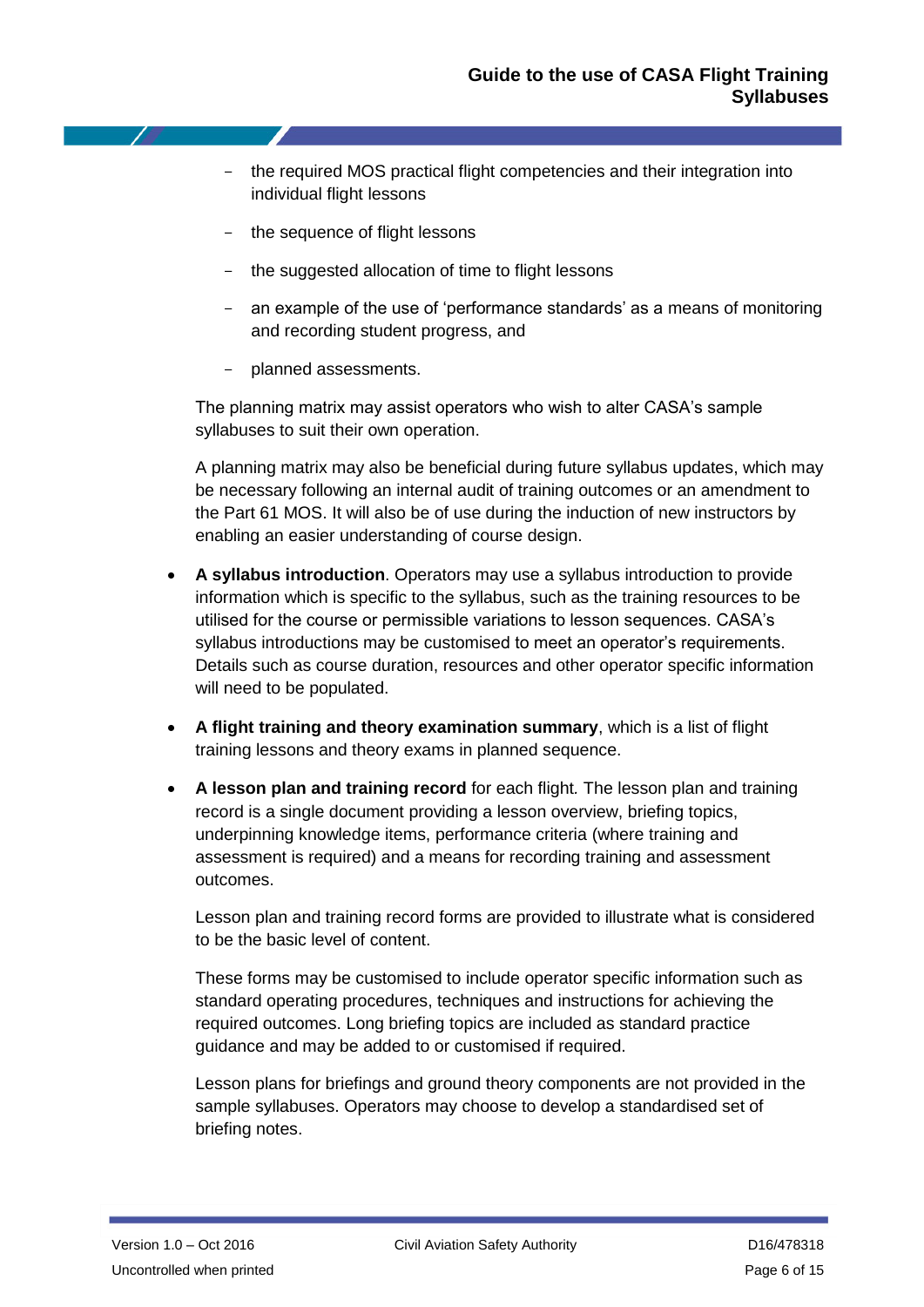- the required MOS practical flight competencies and their integration into individual flight lessons
  - the sequence of flight lessons
  - the suggested allocation of time to flight lessons
  - an example of the use of 'performance standards' as a means of monitoring and recording student progress, and
  - planned assessments.

  The planning matrix may assist operators who wish to alter CASA's sample syllabuses to suit their own operation.

  A planning matrix may also be beneficial during future syllabus updates, which may be necessary following an internal audit of training outcomes or an amendment to the Part 61 MOS. It will also be of use during the induction of new instructors by enabling an easier understanding of course design.

- **A syllabus introduction**. Operators may use a syllabus introduction to provide information which is specific to the syllabus, such as the training resources to be utilised for the course or permissible variations to lesson sequences. CASA's syllabus introductions may be customised to meet an operator's requirements. Details such as course duration, resources and other operator specific information will need to be populated.

- **A flight training and theory examination summary**, which is a list of flight training lessons and theory exams in planned sequence.

- **A lesson plan and training record** for each flight. The lesson plan and training record is a single document providing a lesson overview, briefing topics, underpinning knowledge items, performance criteria (where training and assessment is required) and a means for recording training and assessment outcomes.

  Lesson plan and training record forms are provided to illustrate what is considered to be the basic level of content.

  These forms may be customised to include operator specific information such as standard operating procedures, techniques and instructions for achieving the required outcomes. Long briefing topics are included as standard practice guidance and may be added to or customised if required.

  Lesson plans for briefings and ground theory components are not provided in the sample syllabuses. Operators may choose to develop a standardised set of briefing notes.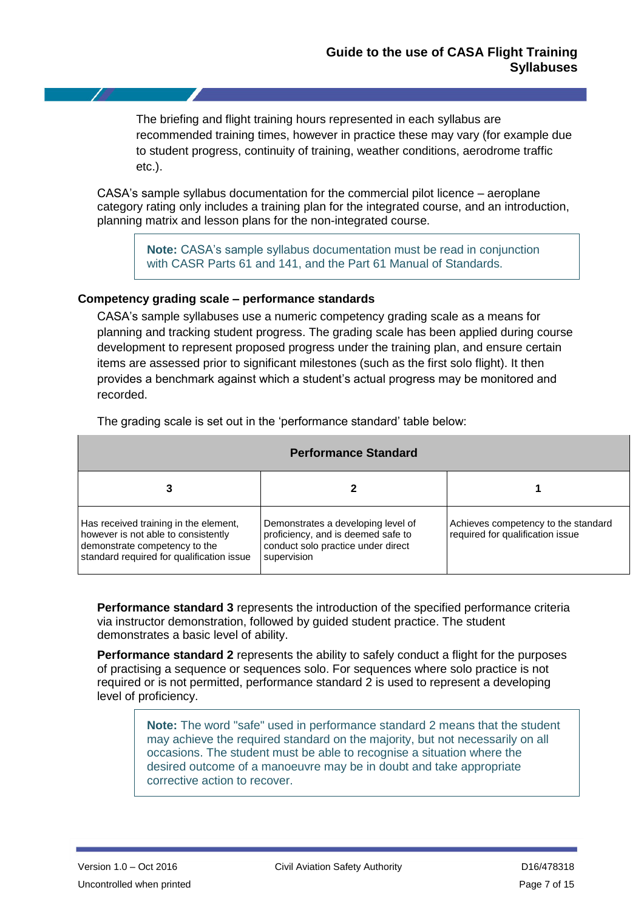The briefing and flight training hours represented in each syllabus are recommended training times, however in practice these may vary (for example due to student progress, continuity of training, weather conditions, aerodrome traffic etc.).

CASA's sample syllabus documentation for the commercial pilot licence – aeroplane category rating only includes a training plan for the integrated course, and an introduction, planning matrix and lesson plans for the non-integrated course.

> **Note:** CASA's sample syllabus documentation must be read in conjunction with CASR Parts 61 and 141, and the Part 61 Manual of Standards.

### Competency grading scale – performance standards

CASA's sample syllabuses use a numeric competency grading scale as a means for planning and tracking student progress. The grading scale has been applied during course development to represent proposed progress under the training plan, and ensure certain items are assessed prior to significant milestones (such as the first solo flight). It then provides a benchmark against which a student's actual progress may be monitored and recorded.

The grading scale is set out in the 'performance standard' table below:

| **Performance Standard** | | |
|---|---|---|
| **3** | **2** | **1** |
| Has received training in the element, however is not able to consistently demonstrate competency to the standard required for qualification issue | Demonstrates a developing level of proficiency, and is deemed safe to conduct solo practice under direct supervision | Achieves competency to the standard required for qualification issue |

**Performance standard 3** represents the introduction of the specified performance criteria via instructor demonstration, followed by guided student practice. The student demonstrates a basic level of ability.

**Performance standard 2** represents the ability to safely conduct a flight for the purposes of practising a sequence or sequences solo. For sequences where solo practice is not required or is not permitted, performance standard 2 is used to represent a developing level of proficiency.

> **Note:** The word "safe" used in performance standard 2 means that the student may achieve the required standard on the majority, but not necessarily on all occasions. The student must be able to recognise a situation where the desired outcome of a manoeuvre may be in doubt and take appropriate corrective action to recover.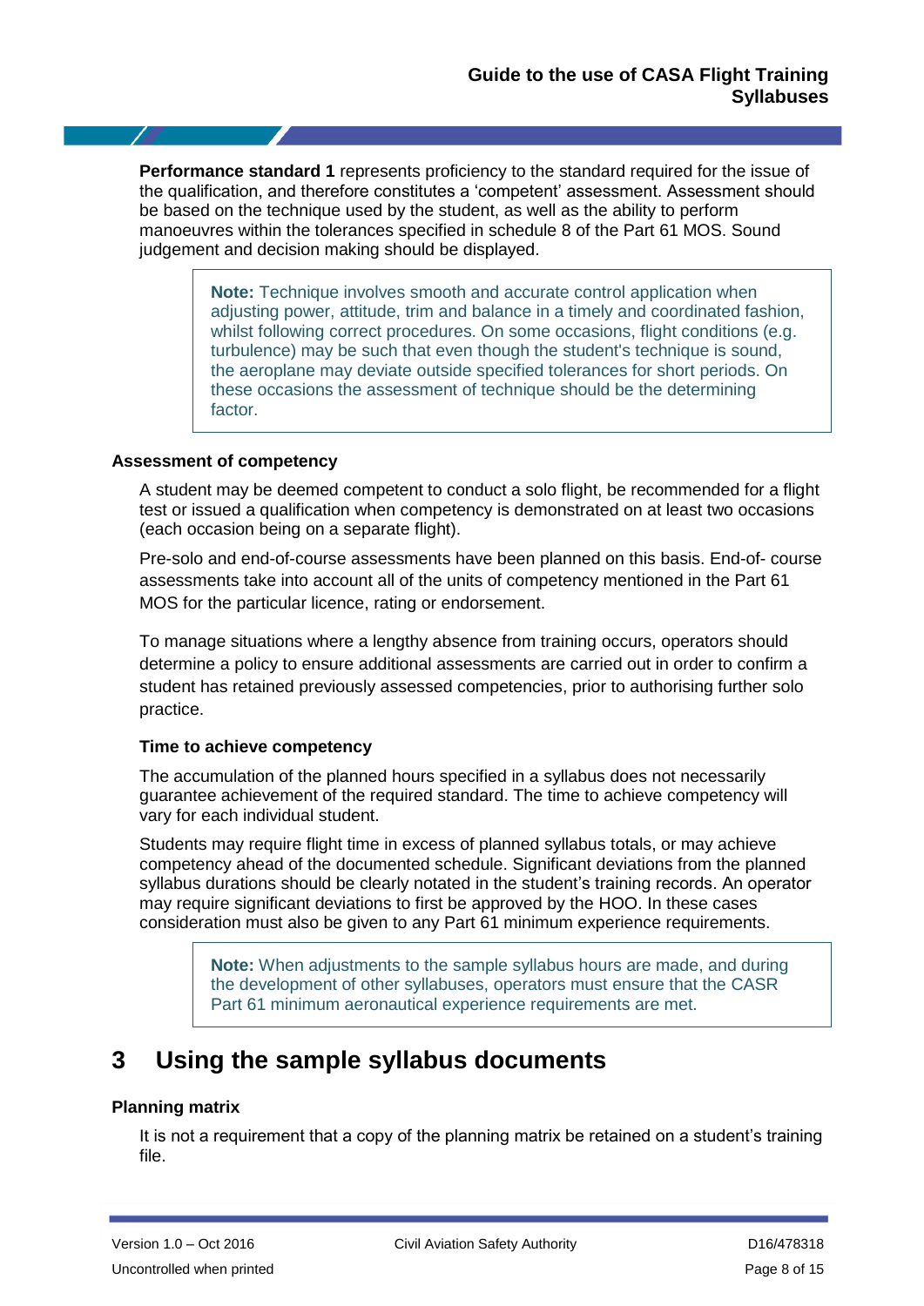**Performance standard 1** represents proficiency to the standard required for the issue of the qualification, and therefore constitutes a 'competent' assessment. Assessment should be based on the technique used by the student, as well as the ability to perform manoeuvres within the tolerances specified in schedule 8 of the Part 61 MOS. Sound judgement and decision making should be displayed.

> **Note:** Technique involves smooth and accurate control application when adjusting power, attitude, trim and balance in a timely and coordinated fashion, whilst following correct procedures. On some occasions, flight conditions (e.g. turbulence) may be such that even though the student's technique is sound, the aeroplane may deviate outside specified tolerances for short periods. On these occasions the assessment of technique should be the determining factor.

### Assessment of competency

A student may be deemed competent to conduct a solo flight, be recommended for a flight test or issued a qualification when competency is demonstrated on at least two occasions (each occasion being on a separate flight).

Pre-solo and end-of-course assessments have been planned on this basis. End-of- course assessments take into account all of the units of competency mentioned in the Part 61 MOS for the particular licence, rating or endorsement.

To manage situations where a lengthy absence from training occurs, operators should determine a policy to ensure additional assessments are carried out in order to confirm a student has retained previously assessed competencies, prior to authorising further solo practice.

#### Time to achieve competency

The accumulation of the planned hours specified in a syllabus does not necessarily guarantee achievement of the required standard. The time to achieve competency will vary for each individual student.

Students may require flight time in excess of planned syllabus totals, or may achieve competency ahead of the documented schedule. Significant deviations from the planned syllabus durations should be clearly notated in the student's training records. An operator may require significant deviations to first be approved by the HOO. In these cases consideration must also be given to any Part 61 minimum experience requirements.

> **Note:** When adjustments to the sample syllabus hours are made, and during the development of other syllabuses, operators must ensure that the CASR Part 61 minimum aeronautical experience requirements are met.

# 3 Using the sample syllabus documents

### Planning matrix

It is not a requirement that a copy of the planning matrix be retained on a student's training file.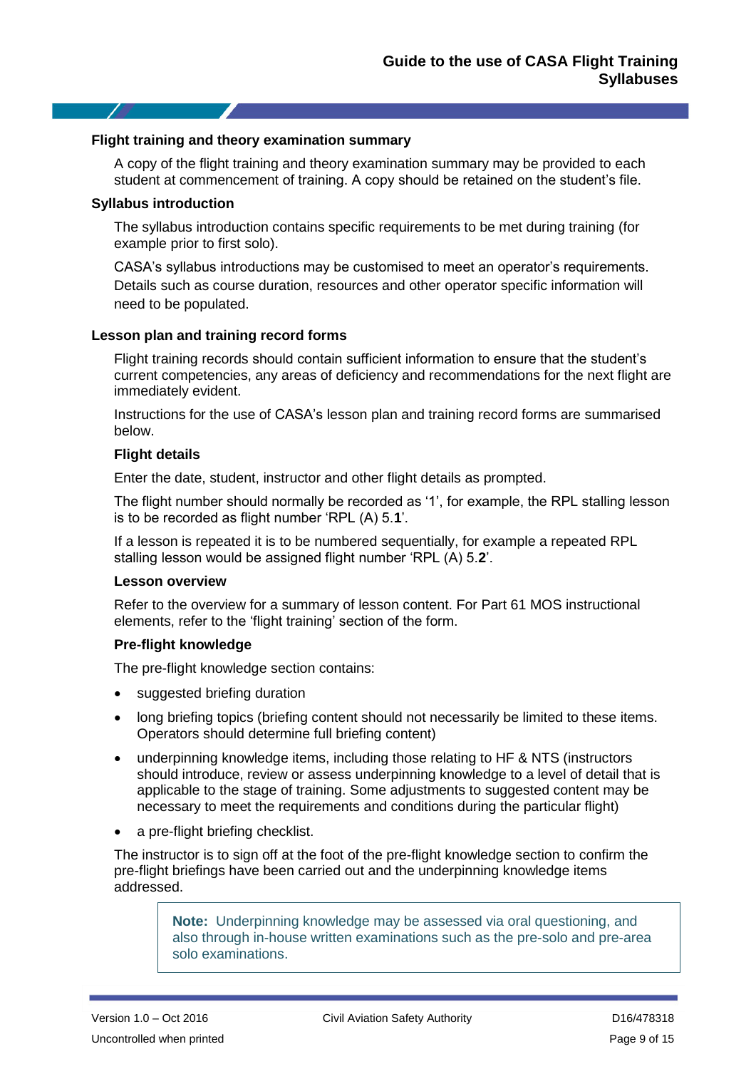### Flight training and theory examination summary

A copy of the flight training and theory examination summary may be provided to each student at commencement of training. A copy should be retained on the student's file.

### Syllabus introduction

The syllabus introduction contains specific requirements to be met during training (for example prior to first solo).

CASA's syllabus introductions may be customised to meet an operator's requirements. Details such as course duration, resources and other operator specific information will need to be populated.

### Lesson plan and training record forms

Flight training records should contain sufficient information to ensure that the student's current competencies, any areas of deficiency and recommendations for the next flight are immediately evident.

Instructions for the use of CASA's lesson plan and training record forms are summarised below.

#### Flight details

Enter the date, student, instructor and other flight details as prompted.

The flight number should normally be recorded as '1', for example, the RPL stalling lesson is to be recorded as flight number 'RPL (A) 5.**1**'.

If a lesson is repeated it is to be numbered sequentially, for example a repeated RPL stalling lesson would be assigned flight number 'RPL (A) 5.**2**'.

#### Lesson overview

Refer to the overview for a summary of lesson content. For Part 61 MOS instructional elements, refer to the 'flight training' section of the form.

#### Pre-flight knowledge

The pre-flight knowledge section contains:

- suggested briefing duration
- long briefing topics (briefing content should not necessarily be limited to these items. Operators should determine full briefing content)
- underpinning knowledge items, including those relating to HF & NTS (instructors should introduce, review or assess underpinning knowledge to a level of detail that is applicable to the stage of training. Some adjustments to suggested content may be necessary to meet the requirements and conditions during the particular flight)
- a pre-flight briefing checklist.

The instructor is to sign off at the foot of the pre-flight knowledge section to confirm the pre-flight briefings have been carried out and the underpinning knowledge items addressed.

> **Note:** Underpinning knowledge may be assessed via oral questioning, and also through in-house written examinations such as the pre-solo and pre-area solo examinations.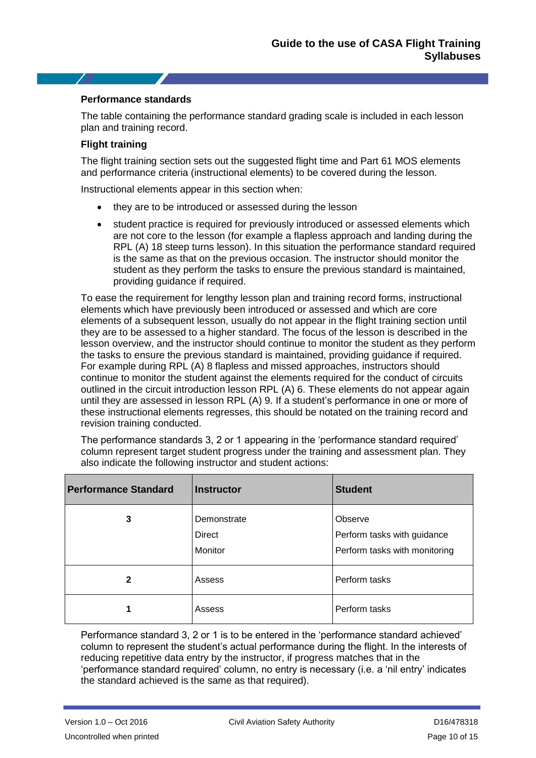### Performance standards

The table containing the performance standard grading scale is included in each lesson plan and training record.

### Flight training

The flight training section sets out the suggested flight time and Part 61 MOS elements and performance criteria (instructional elements) to be covered during the lesson.

Instructional elements appear in this section when:

- they are to be introduced or assessed during the lesson
- student practice is required for previously introduced or assessed elements which are not core to the lesson (for example a flapless approach and landing during the RPL (A) 18 steep turns lesson). In this situation the performance standard required is the same as that on the previous occasion. The instructor should monitor the student as they perform the tasks to ensure the previous standard is maintained, providing guidance if required.

To ease the requirement for lengthy lesson plan and training record forms, instructional elements which have previously been introduced or assessed and which are core elements of a subsequent lesson, usually do not appear in the flight training section until they are to be assessed to a higher standard. The focus of the lesson is described in the lesson overview, and the instructor should continue to monitor the student as they perform the tasks to ensure the previous standard is maintained, providing guidance if required. For example during RPL (A) 8 flapless and missed approaches, instructors should continue to monitor the student against the elements required for the conduct of circuits outlined in the circuit introduction lesson RPL (A) 6. These elements do not appear again until they are assessed in lesson RPL (A) 9. If a student's performance in one or more of these instructional elements regresses, this should be notated on the training record and revision training conducted.

The performance standards 3, 2 or 1 appearing in the 'performance standard required' column represent target student progress under the training and assessment plan. They also indicate the following instructor and student actions:

| Performance Standard | Instructor | Student |
|---|---|---|
| 3 | Demonstrate<br>Direct<br>Monitor | Observe<br>Perform tasks with guidance<br>Perform tasks with monitoring |
| 2 | Assess | Perform tasks |
| 1 | Assess | Perform tasks |

Performance standard 3, 2 or 1 is to be entered in the 'performance standard achieved' column to represent the student's actual performance during the flight. In the interests of reducing repetitive data entry by the instructor, if progress matches that in the 'performance standard required' column, no entry is necessary (i.e. a 'nil entry' indicates the standard achieved is the same as that required).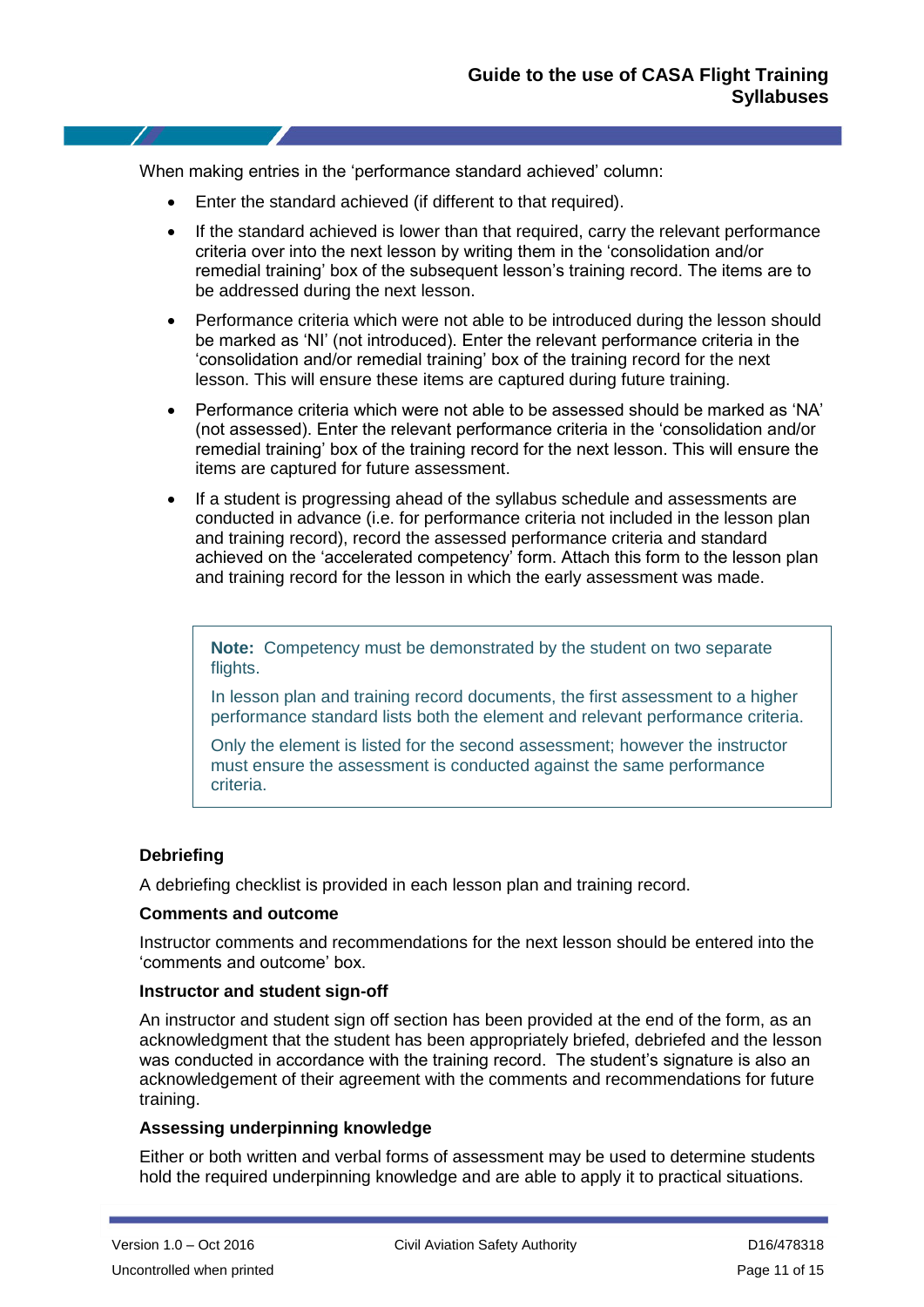When making entries in the 'performance standard achieved' column:

- Enter the standard achieved (if different to that required).
- If the standard achieved is lower than that required, carry the relevant performance criteria over into the next lesson by writing them in the 'consolidation and/or remedial training' box of the subsequent lesson's training record. The items are to be addressed during the next lesson.
- Performance criteria which were not able to be introduced during the lesson should be marked as 'NI' (not introduced). Enter the relevant performance criteria in the 'consolidation and/or remedial training' box of the training record for the next lesson. This will ensure these items are captured during future training.
- Performance criteria which were not able to be assessed should be marked as 'NA' (not assessed). Enter the relevant performance criteria in the 'consolidation and/or remedial training' box of the training record for the next lesson. This will ensure the items are captured for future assessment.
- If a student is progressing ahead of the syllabus schedule and assessments are conducted in advance (i.e. for performance criteria not included in the lesson plan and training record), record the assessed performance criteria and standard achieved on the 'accelerated competency' form. Attach this form to the lesson plan and training record for the lesson in which the early assessment was made.

> **Note:** Competency must be demonstrated by the student on two separate flights.
>
> In lesson plan and training record documents, the first assessment to a higher performance standard lists both the element and relevant performance criteria.
>
> Only the element is listed for the second assessment; however the instructor must ensure the assessment is conducted against the same performance criteria.

### Debriefing

A debriefing checklist is provided in each lesson plan and training record.

#### Comments and outcome

Instructor comments and recommendations for the next lesson should be entered into the 'comments and outcome' box.

#### Instructor and student sign-off

An instructor and student sign off section has been provided at the end of the form, as an acknowledgment that the student has been appropriately briefed, debriefed and the lesson was conducted in accordance with the training record. The student's signature is also an acknowledgement of their agreement with the comments and recommendations for future training.

#### Assessing underpinning knowledge

Either or both written and verbal forms of assessment may be used to determine students hold the required underpinning knowledge and are able to apply it to practical situations.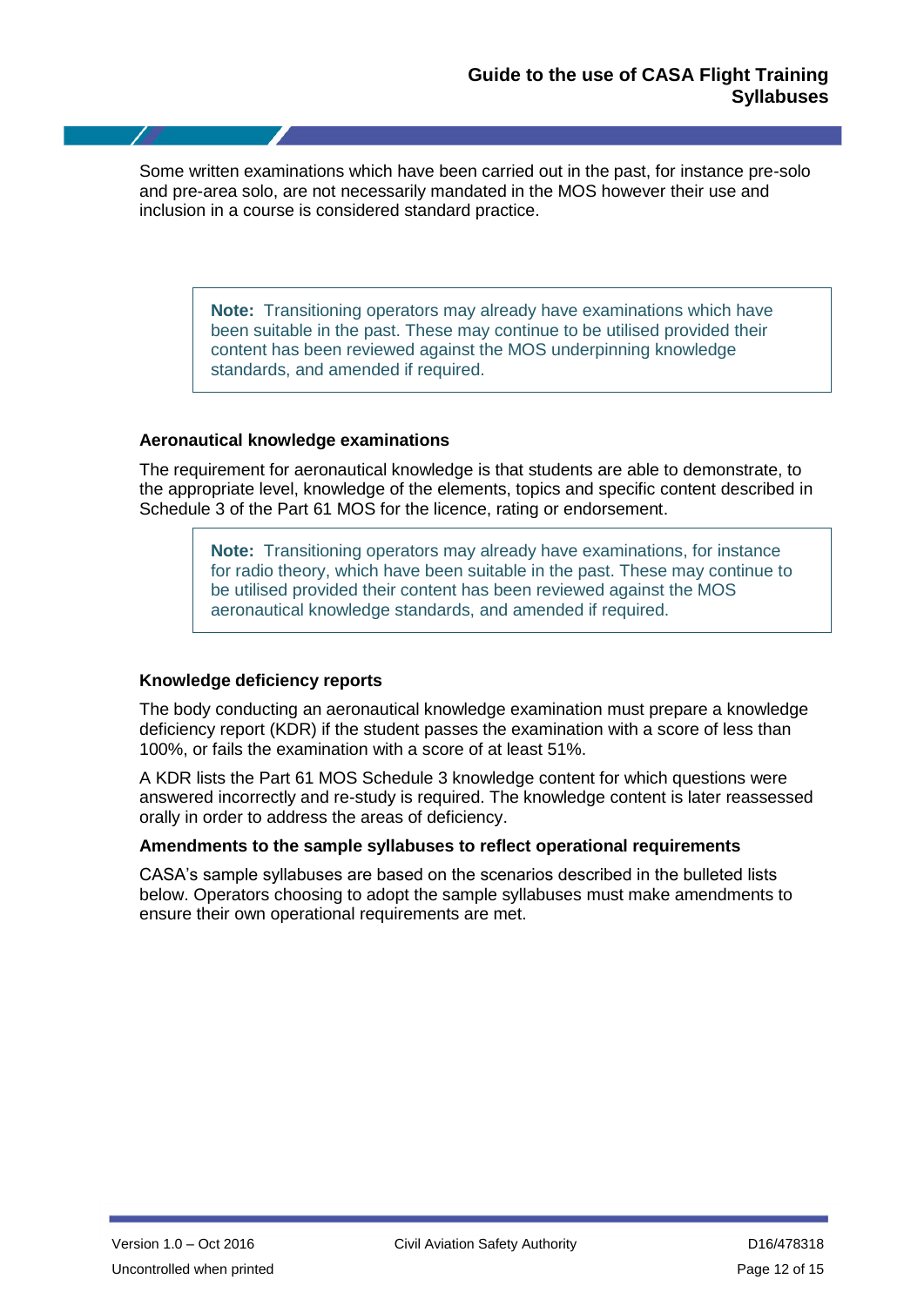Some written examinations which have been carried out in the past, for instance pre-solo and pre-area solo, are not necessarily mandated in the MOS however their use and inclusion in a course is considered standard practice.

> **Note:** Transitioning operators may already have examinations which have been suitable in the past. These may continue to be utilised provided their content has been reviewed against the MOS underpinning knowledge standards, and amended if required.

#### Aeronautical knowledge examinations

The requirement for aeronautical knowledge is that students are able to demonstrate, to the appropriate level, knowledge of the elements, topics and specific content described in Schedule 3 of the Part 61 MOS for the licence, rating or endorsement.

> **Note:** Transitioning operators may already have examinations, for instance for radio theory, which have been suitable in the past. These may continue to be utilised provided their content has been reviewed against the MOS aeronautical knowledge standards, and amended if required.

#### Knowledge deficiency reports

The body conducting an aeronautical knowledge examination must prepare a knowledge deficiency report (KDR) if the student passes the examination with a score of less than 100%, or fails the examination with a score of at least 51%.

A KDR lists the Part 61 MOS Schedule 3 knowledge content for which questions were answered incorrectly and re-study is required. The knowledge content is later reassessed orally in order to address the areas of deficiency.

#### Amendments to the sample syllabuses to reflect operational requirements

CASA's sample syllabuses are based on the scenarios described in the bulleted lists below. Operators choosing to adopt the sample syllabuses must make amendments to ensure their own operational requirements are met.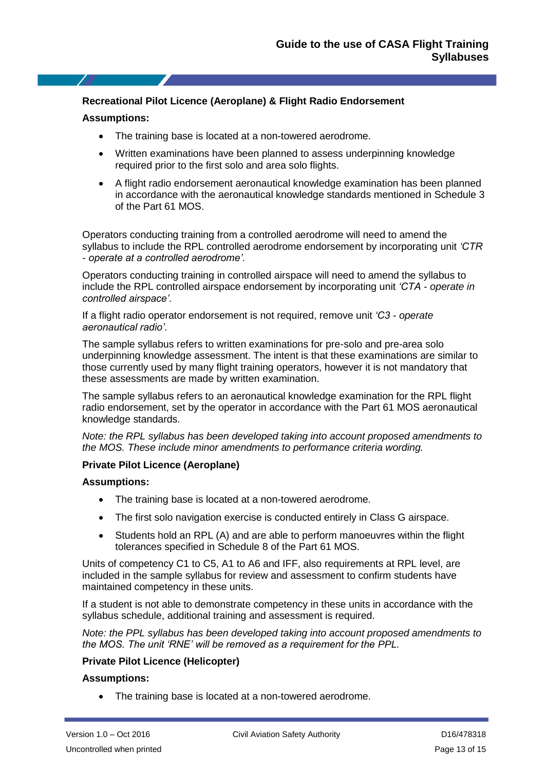### Recreational Pilot Licence (Aeroplane) & Flight Radio Endorsement

**Assumptions:**

- The training base is located at a non-towered aerodrome.
- Written examinations have been planned to assess underpinning knowledge required prior to the first solo and area solo flights.
- A flight radio endorsement aeronautical knowledge examination has been planned in accordance with the aeronautical knowledge standards mentioned in Schedule 3 of the Part 61 MOS.

Operators conducting training from a controlled aerodrome will need to amend the syllabus to include the RPL controlled aerodrome endorsement by incorporating unit *'CTR - operate at a controlled aerodrome'*.

Operators conducting training in controlled airspace will need to amend the syllabus to include the RPL controlled airspace endorsement by incorporating unit *'CTA - operate in controlled airspace'*.

If a flight radio operator endorsement is not required, remove unit *'C3 - operate aeronautical radio'*.

The sample syllabus refers to written examinations for pre-solo and pre-area solo underpinning knowledge assessment. The intent is that these examinations are similar to those currently used by many flight training operators, however it is not mandatory that these assessments are made by written examination.

The sample syllabus refers to an aeronautical knowledge examination for the RPL flight radio endorsement, set by the operator in accordance with the Part 61 MOS aeronautical knowledge standards.

*Note: the RPL syllabus has been developed taking into account proposed amendments to the MOS. These include minor amendments to performance criteria wording.*

### Private Pilot Licence (Aeroplane)

**Assumptions:**

- The training base is located at a non-towered aerodrome.
- The first solo navigation exercise is conducted entirely in Class G airspace.
- Students hold an RPL (A) and are able to perform manoeuvres within the flight tolerances specified in Schedule 8 of the Part 61 MOS.

Units of competency C1 to C5, A1 to A6 and IFF, also requirements at RPL level, are included in the sample syllabus for review and assessment to confirm students have maintained competency in these units.

If a student is not able to demonstrate competency in these units in accordance with the syllabus schedule, additional training and assessment is required.

*Note: the PPL syllabus has been developed taking into account proposed amendments to the MOS. The unit 'RNE' will be removed as a requirement for the PPL.*

### Private Pilot Licence (Helicopter)

**Assumptions:**

- The training base is located at a non-towered aerodrome.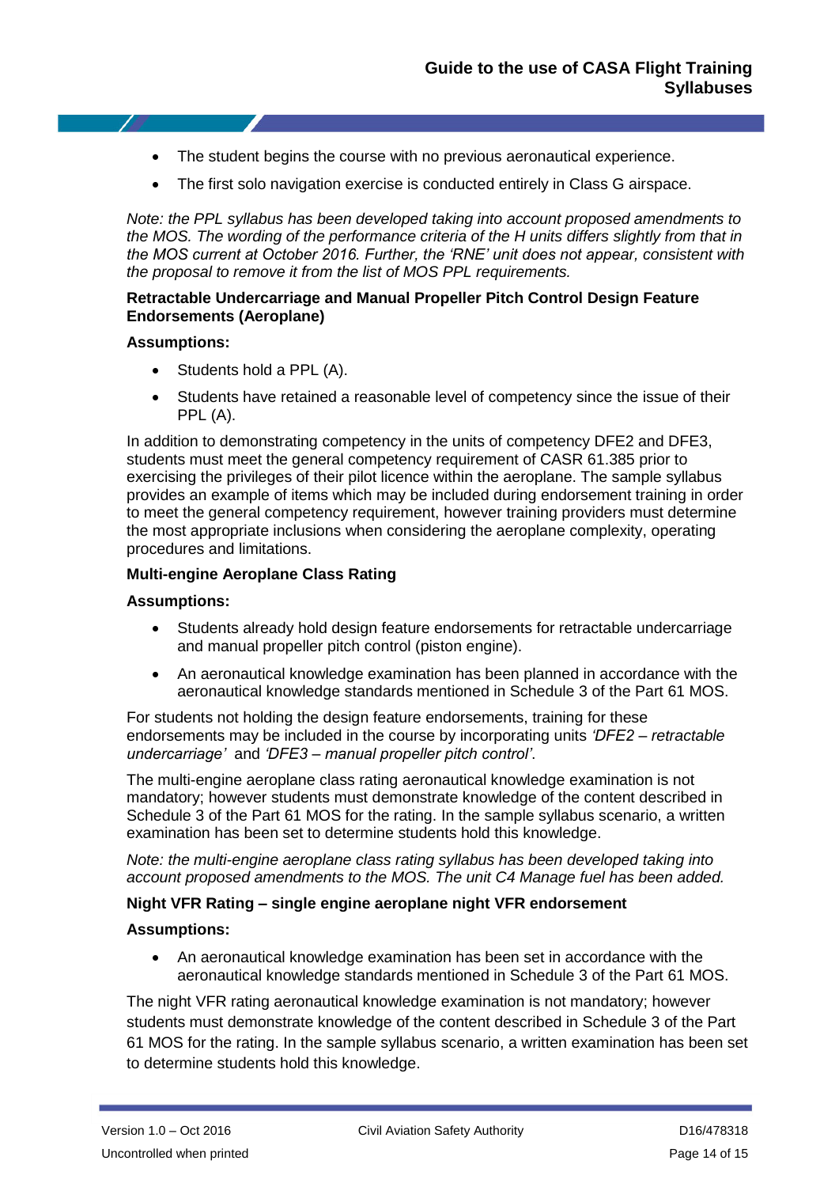- The student begins the course with no previous aeronautical experience.
- The first solo navigation exercise is conducted entirely in Class G airspace.

*Note: the PPL syllabus has been developed taking into account proposed amendments to the MOS. The wording of the performance criteria of the H units differs slightly from that in the MOS current at October 2016. Further, the 'RNE' unit does not appear, consistent with the proposal to remove it from the list of MOS PPL requirements.*

**Retractable Undercarriage and Manual Propeller Pitch Control Design Feature Endorsements (Aeroplane)**

**Assumptions:**

- Students hold a PPL (A).
- Students have retained a reasonable level of competency since the issue of their PPL (A).

In addition to demonstrating competency in the units of competency DFE2 and DFE3, students must meet the general competency requirement of CASR 61.385 prior to exercising the privileges of their pilot licence within the aeroplane. The sample syllabus provides an example of items which may be included during endorsement training in order to meet the general competency requirement, however training providers must determine the most appropriate inclusions when considering the aeroplane complexity, operating procedures and limitations.

**Multi-engine Aeroplane Class Rating**

**Assumptions:**

- Students already hold design feature endorsements for retractable undercarriage and manual propeller pitch control (piston engine).
- An aeronautical knowledge examination has been planned in accordance with the aeronautical knowledge standards mentioned in Schedule 3 of the Part 61 MOS.

For students not holding the design feature endorsements, training for these endorsements may be included in the course by incorporating units *'DFE2 – retractable undercarriage'* and *'DFE3 – manual propeller pitch control'*.

The multi-engine aeroplane class rating aeronautical knowledge examination is not mandatory; however students must demonstrate knowledge of the content described in Schedule 3 of the Part 61 MOS for the rating. In the sample syllabus scenario, a written examination has been set to determine students hold this knowledge.

*Note: the multi-engine aeroplane class rating syllabus has been developed taking into account proposed amendments to the MOS. The unit C4 Manage fuel has been added.*

**Night VFR Rating – single engine aeroplane night VFR endorsement**

**Assumptions:**

- An aeronautical knowledge examination has been set in accordance with the aeronautical knowledge standards mentioned in Schedule 3 of the Part 61 MOS.

The night VFR rating aeronautical knowledge examination is not mandatory; however students must demonstrate knowledge of the content described in Schedule 3 of the Part 61 MOS for the rating. In the sample syllabus scenario, a written examination has been set to determine students hold this knowledge.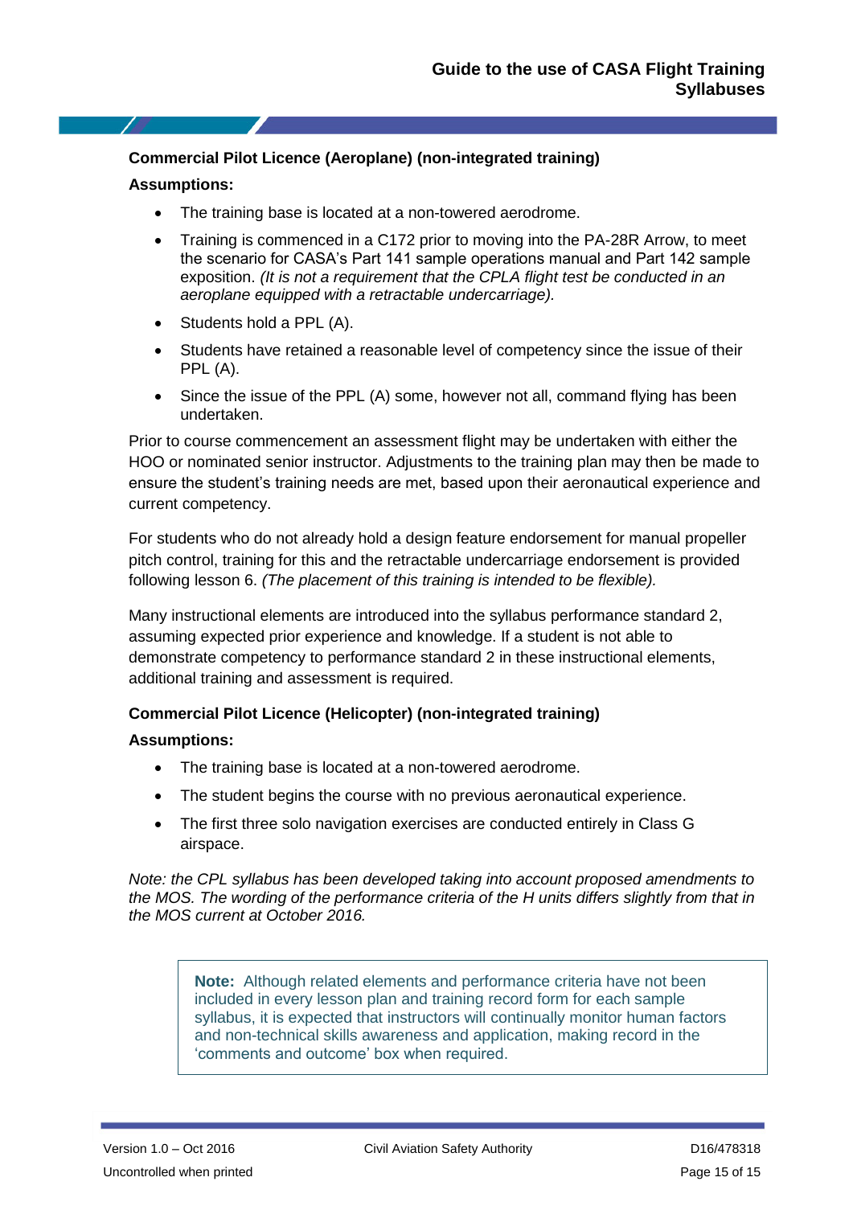### Commercial Pilot Licence (Aeroplane) (non-integrated training)

**Assumptions:**

- The training base is located at a non-towered aerodrome.
- Training is commenced in a C172 prior to moving into the PA-28R Arrow, to meet the scenario for CASA's Part 141 sample operations manual and Part 142 sample exposition. *(It is not a requirement that the CPLA flight test be conducted in an aeroplane equipped with a retractable undercarriage).*
- Students hold a PPL (A).
- Students have retained a reasonable level of competency since the issue of their PPL (A).
- Since the issue of the PPL (A) some, however not all, command flying has been undertaken.

Prior to course commencement an assessment flight may be undertaken with either the HOO or nominated senior instructor. Adjustments to the training plan may then be made to ensure the student's training needs are met, based upon their aeronautical experience and current competency.

For students who do not already hold a design feature endorsement for manual propeller pitch control, training for this and the retractable undercarriage endorsement is provided following lesson 6. *(The placement of this training is intended to be flexible).*

Many instructional elements are introduced into the syllabus performance standard 2, assuming expected prior experience and knowledge. If a student is not able to demonstrate competency to performance standard 2 in these instructional elements, additional training and assessment is required.

### Commercial Pilot Licence (Helicopter) (non-integrated training)

**Assumptions:**

- The training base is located at a non-towered aerodrome.
- The student begins the course with no previous aeronautical experience.
- The first three solo navigation exercises are conducted entirely in Class G airspace.

*Note: the CPL syllabus has been developed taking into account proposed amendments to the MOS. The wording of the performance criteria of the H units differs slightly from that in the MOS current at October 2016.*

> **Note:** Although related elements and performance criteria have not been included in every lesson plan and training record form for each sample syllabus, it is expected that instructors will continually monitor human factors and non-technical skills awareness and application, making record in the 'comments and outcome' box when required.